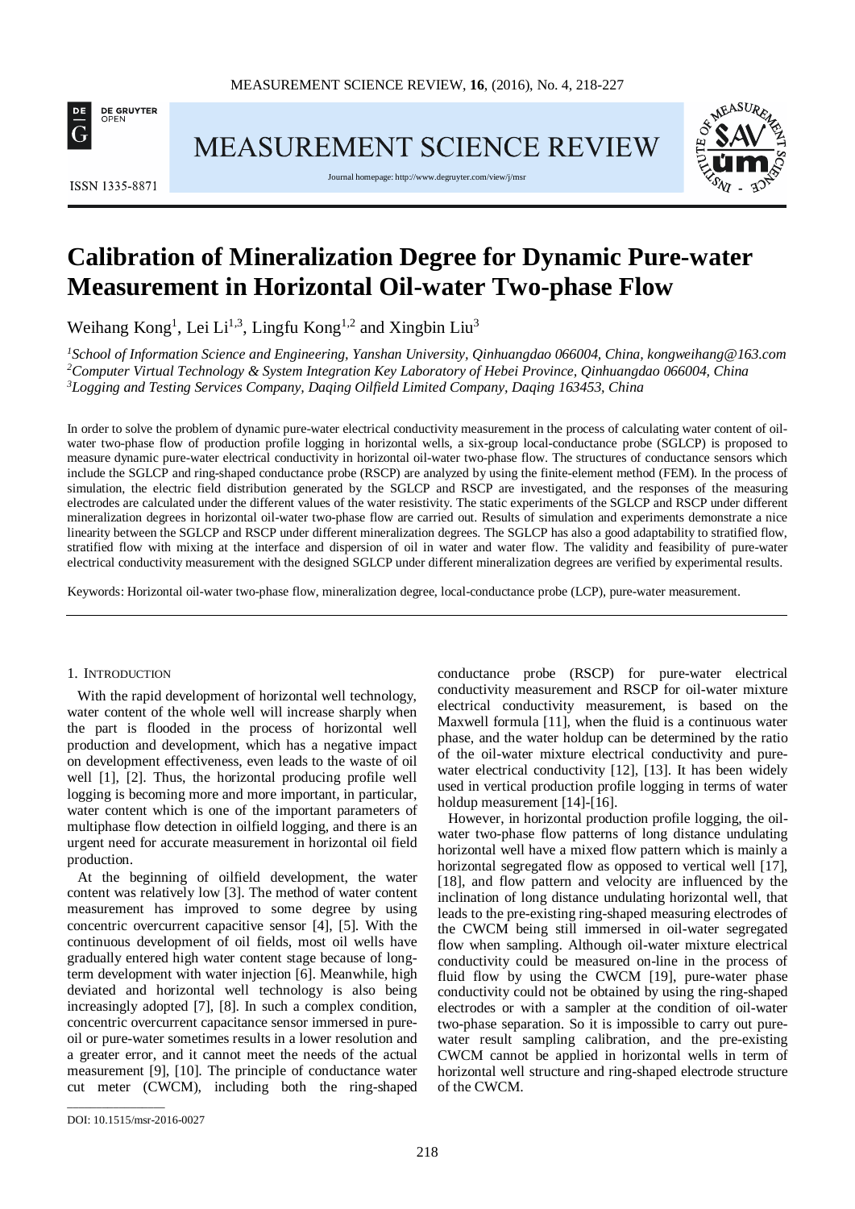# Calibration of Mineralization Degree for Dynamic Pure-water Measurement in Horizontal Oil-water Two-phase Flow

Weihang Kong[1], Lei Li[1,3], Lingfu Kong[1,2] and Xingbin Liu[3]

[1] *School of Information Science and Engineering, Yanshan University, Qinhuangdao 066004, China, kongweihang@163.com*
[2] *Computer Virtual Technology & System Integration Key Laboratory of Hebei Province, Qinhuangdao 066004, China*
[3] *Logging and Testing Services Company, Daqing Oilfield Limited Company, Daqing 163453, China*

In order to solve the problem of dynamic pure-water electrical conductivity measurement in the process of calculating water content of oil-water two-phase flow of production profile logging in horizontal wells, a six-group local-conductance probe (SGLCP) is proposed to measure dynamic pure-water electrical conductivity in horizontal oil-water two-phase flow. The structures of conductance sensors which include the SGLCP and ring-shaped conductance probe (RSCP) are analyzed by using the finite-element method (FEM). In the process of simulation, the electric field distribution generated by the SGLCP and RSCP are investigated, and the responses of the measuring electrodes are calculated under the different values of the water resistivity. The static experiments of the SGLCP and RSCP under different mineralization degrees in horizontal oil-water two-phase flow are carried out. Results of simulation and experiments demonstrate a nice linearity between the SGLCP and RSCP under different mineralization degrees. The SGLCP has also a good adaptability to stratified flow, stratified flow with mixing at the interface and dispersion of oil in water and water flow. The validity and feasibility of pure-water electrical conductivity measurement with the designed SGLCP under different mineralization degrees are verified by experimental results.

Keywords: Horizontal oil-water two-phase flow, mineralization degree, local-conductance probe (LCP), pure-water measurement.

## 1. Introduction

With the rapid development of horizontal well technology, water content of the whole well will increase sharply when the part is flooded in the process of horizontal well production and development, which has a negative impact on development effectiveness, even leads to the waste of oil well [1], [2]. Thus, the horizontal producing profile well logging is becoming more and more important, in particular, water content which is one of the important parameters of multiphase flow detection in oilfield logging, and there is an urgent need for accurate measurement in horizontal oil field production.

At the beginning of oilfield development, the water content was relatively low [3]. The method of water content measurement has improved to some degree by using concentric overcurrent capacitive sensor [4], [5]. With the continuous development of oil fields, most oil wells have gradually entered high water content stage because of long-term development with water injection [6]. Meanwhile, high deviated and horizontal well technology is also being increasingly adopted [7], [8]. In such a complex condition, concentric overcurrent capacitance sensor immersed in pure-oil or pure-water sometimes results in a lower resolution and a greater error, and it cannot meet the needs of the actual measurement [9], [10]. The principle of conductance water cut meter (CWCM), including both the ring-shaped conductance probe (RSCP) for pure-water electrical conductivity measurement and RSCP for oil-water mixture electrical conductivity measurement, is based on the Maxwell formula [11], when the fluid is a continuous water phase, and the water holdup can be determined by the ratio of the oil-water mixture electrical conductivity and pure-water electrical conductivity [12], [13]. It has been widely used in vertical production profile logging in terms of water holdup measurement [14]-[16].

However, in horizontal production profile logging, the oil-water two-phase flow patterns of long distance undulating horizontal well have a mixed flow pattern which is mainly a horizontal segregated flow as opposed to vertical well [17], [18], and flow pattern and velocity are influenced by the inclination of long distance undulating horizontal well, that leads to the pre-existing ring-shaped measuring electrodes of the CWCM being still immersed in oil-water segregated flow when sampling. Although oil-water mixture electrical conductivity could be measured on-line in the process of fluid flow by using the CWCM [19], pure-water phase conductivity could not be obtained by using the ring-shaped electrodes or with a sampler at the condition of oil-water two-phase separation. So it is impossible to carry out pure-water result sampling calibration, and the pre-existing CWCM cannot be applied in horizontal wells in term of horizontal well structure and ring-shaped electrode structure of the CWCM.

DOI: 10.1515/msr-2016-0027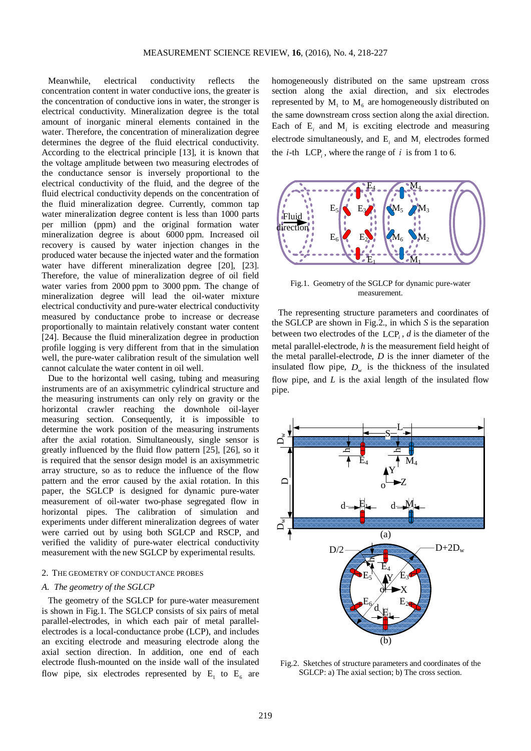Meanwhile, electrical conductivity reflects the concentration content in water conductive ions, the greater is the concentration of conductive ions in water, the stronger is the electrical conductivity. Mineralization degree is the total amount of inorganic mineral elements contained in the water. Therefore, the concentration of mineralization degree determines the degree of the fluid electrical conductivity. According to the electrical principle [13], it is known that the voltage amplitude between two measuring electrodes of the conductance sensor is inversely proportional to the electrical conductivity of the fluid, and the degree of the fluid electrical conductivity depends on the concentration of the fluid mineralization degree. Currently, common tap water mineralization degree content is less than 1000 parts per million (ppm) and the original formation water mineralization degree is about 6000 ppm. Increased oil recovery is caused by water injection changes in the produced water because the injected water and the formation water have different mineralization degree [20], [23]. Therefore, the value of mineralization degree of oil field water varies from 2000 ppm to 3000 ppm. The change of mineralization degree will lead the oil-water mixture electrical conductivity and pure-water electrical conductivity measured by conductance probe to increase or decrease proportionally to maintain relatively constant water content [24]. Because the fluid mineralization degree in production profile logging is very different from that in the simulation well, the pure-water calibration result of the simulation well cannot calculate the water content in oil well.

Due to the horizontal well casing, tubing and measuring instruments are of an axisymmetric cylindrical structure and the measuring instruments can only rely on gravity or the horizontal crawler reaching the downhole oil-layer measuring section. Consequently, it is impossible to determine the work position of the measuring instruments after the axial rotation. Simultaneously, single sensor is greatly influenced by the fluid flow pattern [25], [26], so it is required that the sensor design model is an axisymmetric array structure, so as to reduce the influence of the flow pattern and the error caused by the axial rotation. In this paper, the SGLCP is designed for dynamic pure-water measurement of oil-water two-phase segregated flow in horizontal pipes. The calibration of simulation and experiments under different mineralization degrees of water were carried out by using both SGLCP and RSCP, and verified the validity of pure-water electrical conductivity measurement with the new SGLCP by experimental results.

## 2. The geometry of conductance probes

### *A. The geometry of the SGLCP*

The geometry of the SGLCP for pure-water measurement is shown in Fig.1. The SGLCP consists of six pairs of metal parallel-electrodes, in which each pair of metal parallel-electrodes is a local-conductance probe (LCP), and includes an exciting electrode and measuring electrode along the axial section direction. In addition, one end of each electrode flush-mounted on the inside wall of the insulated flow pipe, six electrodes represented by $E_1$ to $E_6$ are homogeneously distributed on the same upstream cross section along the axial direction, and six electrodes represented by $M_1$ to $M_6$ are homogeneously distributed on the same downstream cross section along the axial direction. Each of $E_i$ and $M_i$ is exciting electrode and measuring electrode simultaneously, and $E_i$ and $M_i$ electrodes formed the *i*-th $LCP_i$, where the range of $i$ is from 1 to 6.

Fig.1. Geometry of the SGLCP for dynamic pure-water measurement.

The representing structure parameters and coordinates of the SGLCP are shown in Fig.2., in which $S$ is the separation between two electrodes of the $LCP_i$, $d$ is the diameter of the metal parallel-electrode, $h$ is the measurement field height of the metal parallel-electrode, $D$ is the inner diameter of the insulated flow pipe, $D_w$ is the thickness of the insulated flow pipe, and $L$ is the axial length of the insulated flow pipe.

Fig.2. Sketches of structure parameters and coordinates of the SGLCP: a) The axial section; b) The cross section.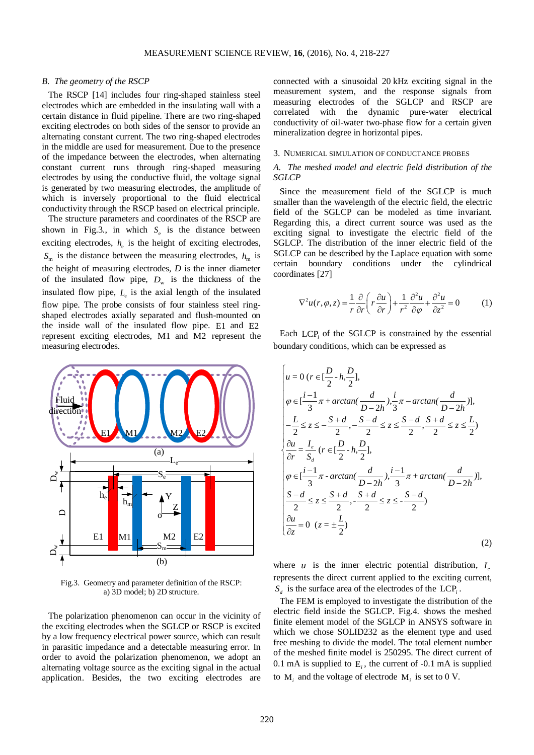### B. The geometry of the RSCP

The RSCP [14] includes four ring-shaped stainless steel electrodes which are embedded in the insulating wall with a certain distance in fluid pipeline. There are two ring-shaped exciting electrodes on both sides of the sensor to provide an alternating constant current. The two ring-shaped electrodes in the middle are used for measurement. Due to the presence of the impedance between the electrodes, when alternating constant current runs through ring-shaped measuring electrodes by using the conductive fluid, the voltage signal is generated by two measuring electrodes, the amplitude of which is inversely proportional to the fluid electrical conductivity through the RSCP based on electrical principle.

The structure parameters and coordinates of the RSCP are shown in Fig.3., in which $S_e$ is the distance between exciting electrodes, $h_e$ is the height of exciting electrodes, $S_m$ is the distance between the measuring electrodes, $h_m$ is the height of measuring electrodes, $D$ is the inner diameter of the insulated flow pipe, $D_w$ is the thickness of the insulated flow pipe, $L_e$ is the axial length of the insulated flow pipe. The probe consists of four stainless steel ring-shaped electrodes axially separated and flush-mounted on the inside wall of the insulated flow pipe. E1 and E2 represent exciting electrodes, M1 and M2 represent the measuring electrodes.

Fig.3. Geometry and parameter definition of the RSCP: a) 3D model; b) 2D structure.

The polarization phenomenon can occur in the vicinity of the exciting electrodes when the SGLCP or RSCP is excited by a low frequency electrical power source, which can result in parasitic impedance and a detectable measuring error. In order to avoid the polarization phenomenon, we adopt an alternating voltage source as the exciting signal in the actual application. Besides, the two exciting electrodes are connected with a sinusoidal 20 kHz exciting signal in the measurement system, and the response signals from measuring electrodes of the SGLCP and RSCP are correlated with the dynamic pure-water electrical conductivity of oil-water two-phase flow for a certain given mineralization degree in horizontal pipes.

## 3. Numerical simulation of conductance probes

### A. The meshed model and electric field distribution of the SGLCP

Since the measurement field of the SGLCP is much smaller than the wavelength of the electric field, the electric field of the SGLCP can be modeled as time invariant. Regarding this, a direct current source was used as the exciting signal to investigate the electric field of the SGLCP. The distribution of the inner electric field of the SGLCP can be described by the Laplace equation with some certain boundary conditions under the cylindrical coordinates [27]

$$\nabla^2 u(r,\varphi,z) = \frac{1}{r}\frac{\partial}{\partial r}\left(r\frac{\partial u}{\partial r}\right) + \frac{1}{r^2}\frac{\partial^2 u}{\partial \varphi} + \frac{\partial^2 u}{\partial z^2} = 0 \qquad (1)$$

Each $\mathrm{LCP}_i$ of the SGLCP is constrained by the essential boundary conditions, which can be expressed as

$$\begin{cases} u = 0 \; (r \in [\frac{D}{2} - h, \frac{D}{2}], \\ \varphi \in [\frac{i-1}{3}\pi + \arctan(\frac{d}{D-2h}), \frac{i}{3}\pi - \arctan(\frac{d}{D-2h})], \\ -\frac{L}{2} \le z \le -\frac{S+d}{2}, -\frac{S-d}{2} \le z \le \frac{S-d}{2}, \frac{S+d}{2} \le z \le \frac{L}{2}) \\ \frac{\partial u}{\partial r} = \frac{I_e}{S_d} \; (r \in [\frac{D}{2} - h, \frac{D}{2}], \\ \varphi \in [\frac{i-1}{3}\pi - \arctan(\frac{d}{D-2h}), \frac{i-1}{3}\pi + \arctan(\frac{d}{D-2h})], \\ \frac{S-d}{2} \le z \le \frac{S+d}{2}, -\frac{S+d}{2} \le z \le -\frac{S-d}{2}) \\ \frac{\partial u}{\partial z} = 0 \;\; (z = \pm\frac{L}{2}) \end{cases} \qquad (2)$$

where $u$ is the inner electric potential distribution, $I_e$ represents the direct current applied to the exciting current, $S_d$ is the surface area of the electrodes of the $\mathrm{LCP}_i$.

The FEM is employed to investigate the distribution of the electric field inside the SGLCP. Fig.4. shows the meshed finite element model of the SGLCP in ANSYS software in which we chose SOLID232 as the element type and used free meshing to divide the model. The total element number of the meshed finite model is 250295. The direct current of 0.1 mA is supplied to $\mathrm{E}_i$, the current of -0.1 mA is supplied to $\mathrm{M}_i$ and the voltage of electrode $\mathrm{M}_i$ is set to 0 V.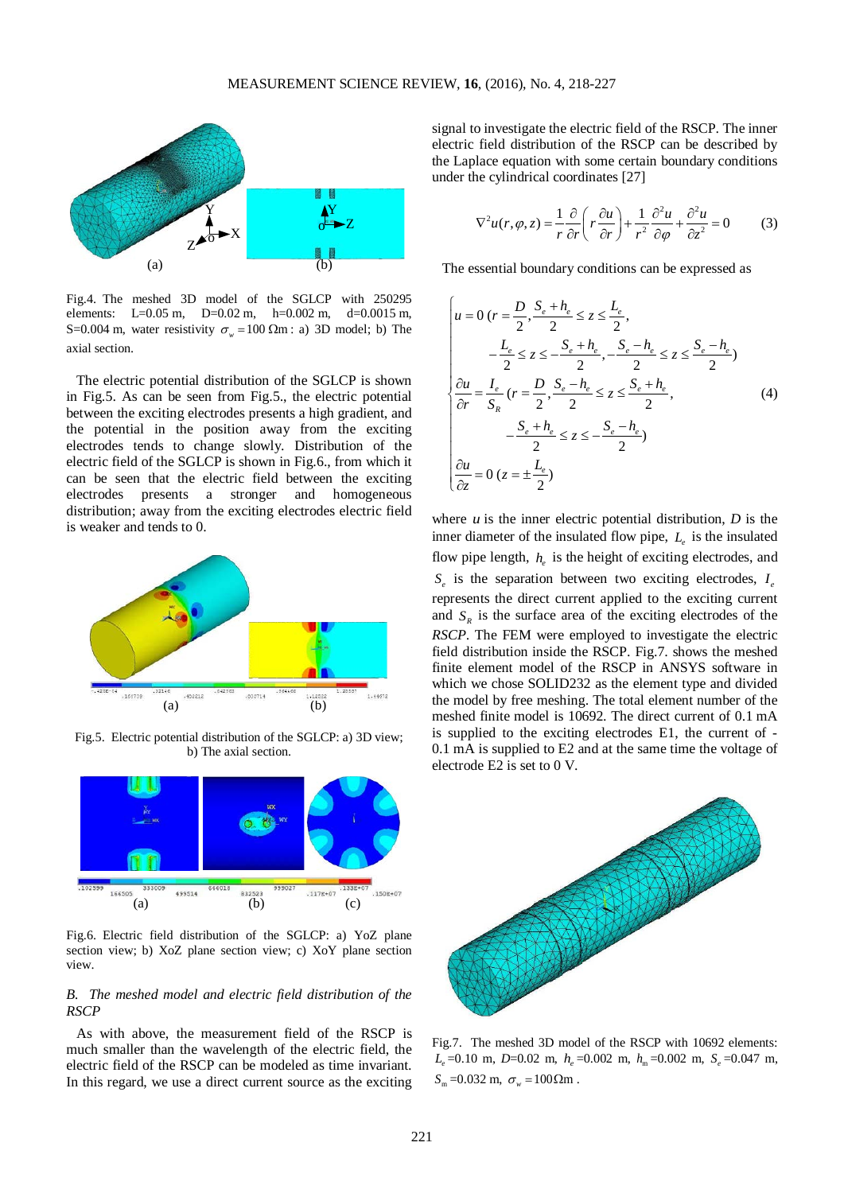Fig.4. The meshed 3D model of the SGLCP with 250295 elements: L=0.05 m, D=0.02 m, h=0.002 m, d=0.0015 m, S=0.004 m, water resistivity $\sigma_w = 100\ \Omega\text{m}$: a) 3D model; b) The axial section.

The electric potential distribution of the SGLCP is shown in Fig.5. As can be seen from Fig.5., the electric potential between the exciting electrodes presents a high gradient, and the potential in the position away from the exciting electrodes tends to change slowly. Distribution of the electric field of the SGLCP is shown in Fig.6., from which it can be seen that the electric field between the exciting electrodes presents a stronger and homogeneous distribution; away from the exciting electrodes electric field is weaker and tends to 0.

Fig.5. Electric potential distribution of the SGLCP: a) 3D view; b) The axial section.

Fig.6. Electric field distribution of the SGLCP: a) YoZ plane section view; b) XoZ plane section view; c) XoY plane section view.

*B. The meshed model and electric field distribution of the RSCP*

As with above, the measurement field of the RSCP is much smaller than the wavelength of the electric field, the electric field of the RSCP can be modeled as time invariant. In this regard, we use a direct current source as the exciting signal to investigate the electric field of the RSCP. The inner electric field distribution of the RSCP can be described by the Laplace equation with some certain boundary conditions under the cylindrical coordinates [27]

$$\nabla^2 u(r,\varphi,z) = \frac{1}{r}\frac{\partial}{\partial r}\left(r\frac{\partial u}{\partial r}\right) + \frac{1}{r^2}\frac{\partial^2 u}{\partial \varphi^2} + \frac{\partial^2 u}{\partial z^2} = 0 \tag{3}$$

The essential boundary conditions can be expressed as

$$\begin{cases} u = 0 \ (r = \dfrac{D}{2}, \dfrac{S_e + h_e}{2} \le z \le \dfrac{L_e}{2}, \\ \qquad -\dfrac{L_e}{2} \le z \le -\dfrac{S_e + h_e}{2}, -\dfrac{S_e - h_e}{2} \le z \le \dfrac{S_e - h_e}{2}) \\ \dfrac{\partial u}{\partial r} = \dfrac{I_e}{S_R} \ (r = \dfrac{D}{2}, \dfrac{S_e - h_e}{2} \le z \le \dfrac{S_e + h_e}{2}, \\ \qquad -\dfrac{S_e + h_e}{2} \le z \le -\dfrac{S_e - h_e}{2}) \\ \dfrac{\partial u}{\partial z} = 0 \ (z = \pm\dfrac{L_e}{2}) \end{cases} \tag{4}$$

where $u$ is the inner electric potential distribution, $D$ is the inner diameter of the insulated flow pipe, $L_e$ is the insulated flow pipe length, $h_e$ is the height of exciting electrodes, and $S_e$ is the separation between two exciting electrodes, $I_e$ represents the direct current applied to the exciting current and $S_R$ is the surface area of the exciting electrodes of the *RSCP*. The FEM were employed to investigate the electric field distribution inside the RSCP. Fig.7. shows the meshed finite element model of the RSCP in ANSYS software in which we chose SOLID232 as the element type and divided the model by free meshing. The total element number of the meshed finite model is 10692. The direct current of 0.1 mA is supplied to the exciting electrodes E1, the current of -0.1 mA is supplied to E2 and at the same time the voltage of electrode E2 is set to 0 V.

Fig.7. The meshed 3D model of the RSCP with 10692 elements: $L_e$=0.10 m, $D$=0.02 m, $h_e$=0.002 m, $h_m$=0.002 m, $S_e$=0.047 m, $S_m$=0.032 m, $\sigma_w = 100\Omega\text{m}$.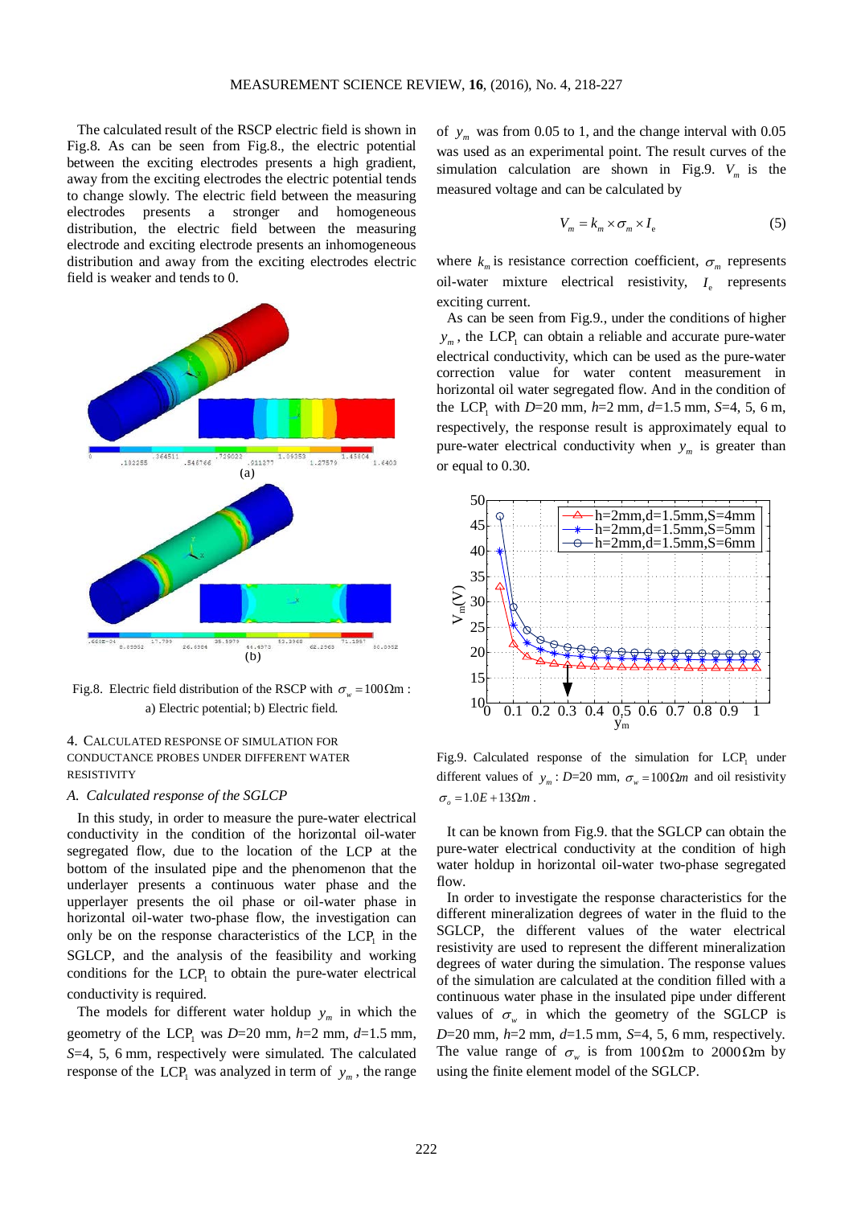The calculated result of the RSCP electric field is shown in Fig.8. As can be seen from Fig.8., the electric potential between the exciting electrodes presents a high gradient, away from the exciting electrodes the electric potential tends to change slowly. The electric field between the measuring electrodes presents a stronger and homogeneous distribution, the electric field between the measuring electrode and exciting electrode presents an inhomogeneous distribution and away from the exciting electrodes electric field is weaker and tends to 0.

Fig.8. Electric field distribution of the RSCP with $\sigma_w = 100\Omega\text{m}$ : a) Electric potential; b) Electric field.

## 4. Calculated response of simulation for conductance probes under different water resistivity

### *A. Calculated response of the SGLCP*

In this study, in order to measure the pure-water electrical conductivity in the condition of the horizontal oil-water segregated flow, due to the location of the LCP at the bottom of the insulated pipe and the phenomenon that the underlayer presents a continuous water phase and the upperlayer presents the oil phase or oil-water phase in horizontal oil-water two-phase flow, the investigation can only be on the response characteristics of the $\text{LCP}_1$ in the SGLCP, and the analysis of the feasibility and working conditions for the $\text{LCP}_1$ to obtain the pure-water electrical conductivity is required.

The models for different water holdup $y_m$ in which the geometry of the $\text{LCP}_1$ was *D*=20 mm, *h*=2 mm, *d*=1.5 mm, *S*=4, 5, 6 mm, respectively were simulated. The calculated response of the $\text{LCP}_1$ was analyzed in term of $y_m$, the range of $y_m$ was from 0.05 to 1, and the change interval with 0.05 was used as an experimental point. The result curves of the simulation calculation are shown in Fig.9. $V_m$ is the measured voltage and can be calculated by

$$V_m = k_m \times \sigma_m \times I_e \tag{5}$$

where $k_m$ is resistance correction coefficient, $\sigma_m$ represents oil-water mixture electrical resistivity, $I_e$ represents exciting current.

As can be seen from Fig.9., under the conditions of higher $y_m$, the $\text{LCP}_1$ can obtain a reliable and accurate pure-water electrical conductivity, which can be used as the pure-water correction value for water content measurement in horizontal oil water segregated flow. And in the condition of the $\text{LCP}_1$ with *D*=20 mm, *h*=2 mm, *d*=1.5 mm, *S*=4, 5, 6 m, respectively, the response result is approximately equal to pure-water electrical conductivity when $y_m$ is greater than or equal to 0.30.

Fig.9. Calculated response of the simulation for $\text{LCP}_1$ under different values of $y_m$: *D*=20 mm, $\sigma_w = 100\Omega m$ and oil resistivity $\sigma_o = 1.0E+13\Omega m$.

It can be known from Fig.9. that the SGLCP can obtain the pure-water electrical conductivity at the condition of high water holdup in horizontal oil-water two-phase segregated flow.

In order to investigate the response characteristics for the different mineralization degrees of water in the fluid to the SGLCP, the different values of the water electrical resistivity are used to represent the different mineralization degrees of water during the simulation. The response values of the simulation are calculated at the condition filled with a continuous water phase in the insulated pipe under different values of $\sigma_w$ in which the geometry of the SGLCP is *D*=20 mm, *h*=2 mm, *d*=1.5 mm, *S*=4, 5, 6 mm, respectively. The value range of $\sigma_w$ is from $100\Omega\text{m}$ to $2000\Omega\text{m}$ by using the finite element model of the SGLCP.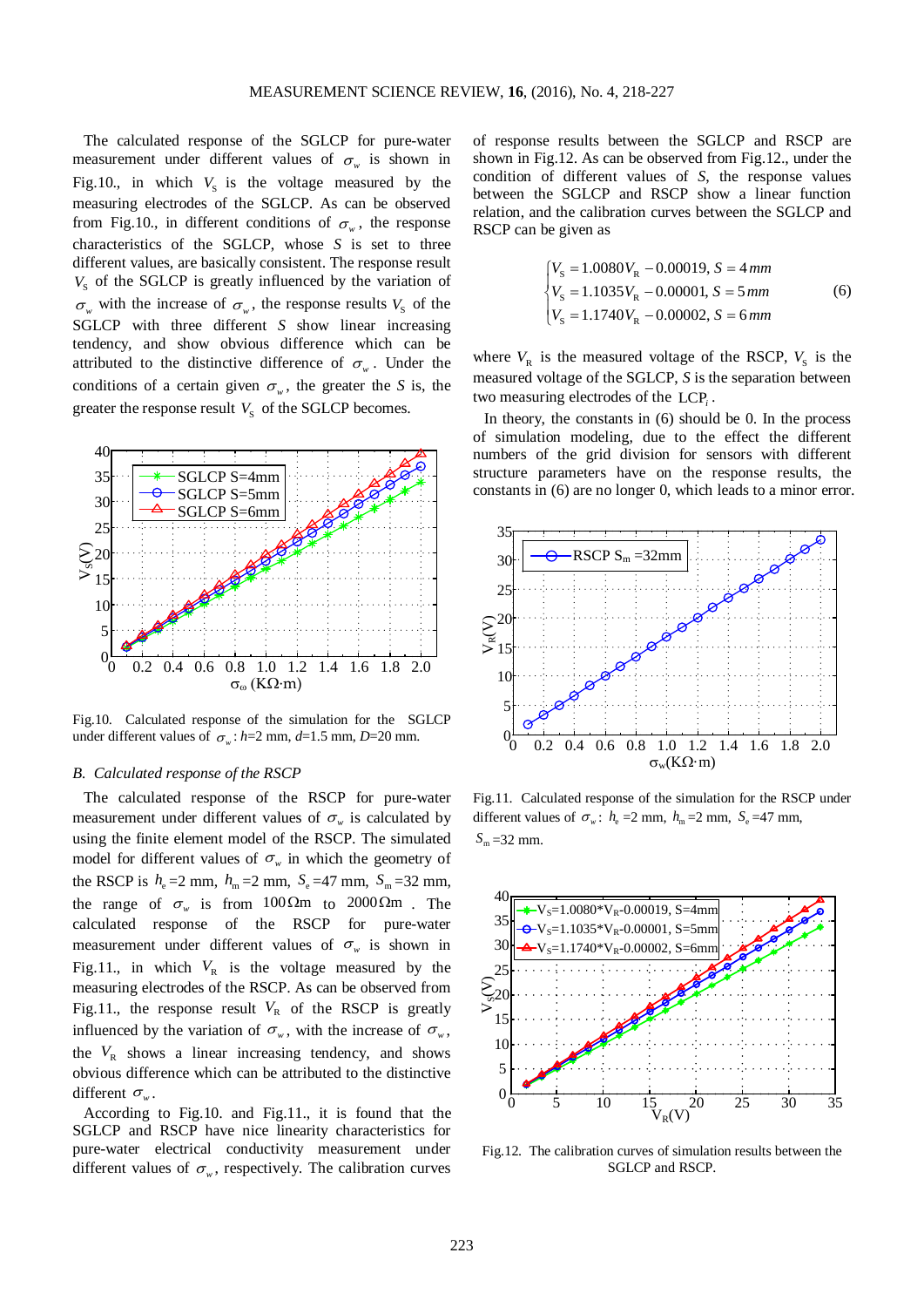The calculated response of the SGLCP for pure-water measurement under different values of $\sigma_w$ is shown in Fig.10., in which $V_S$ is the voltage measured by the measuring electrodes of the SGLCP. As can be observed from Fig.10., in different conditions of $\sigma_w$, the response characteristics of the SGLCP, whose $S$ is set to three different values, are basically consistent. The response result $V_S$ of the SGLCP is greatly influenced by the variation of $\sigma_w$ with the increase of $\sigma_w$, the response results $V_S$ of the SGLCP with three different $S$ show linear increasing tendency, and show obvious difference which can be attributed to the distinctive difference of $\sigma_w$. Under the conditions of a certain given $\sigma_w$, the greater the $S$ is, the greater the response result $V_S$ of the SGLCP becomes.

Fig.10. Calculated response of the simulation for the SGLCP under different values of $\sigma_w$: $h$=2 mm, $d$=1.5 mm, $D$=20 mm.

### *B. Calculated response of the RSCP*

The calculated response of the RSCP for pure-water measurement under different values of $\sigma_w$ is calculated by using the finite element model of the RSCP. The simulated model for different values of $\sigma_w$ in which the geometry of the RSCP is $h_e$=2 mm, $h_m$=2 mm, $S_e$=47 mm, $S_m$=32 mm, the range of $\sigma_w$ is from $100\Omega$m to $2000\Omega$m. The calculated response of the RSCP for pure-water measurement under different values of $\sigma_w$ is shown in Fig.11., in which $V_R$ is the voltage measured by the measuring electrodes of the RSCP. As can be observed from Fig.11., the response result $V_R$ of the RSCP is greatly influenced by the variation of $\sigma_w$, with the increase of $\sigma_w$, the $V_R$ shows a linear increasing tendency, and shows obvious difference which can be attributed to the distinctive different $\sigma_w$.

According to Fig.10. and Fig.11., it is found that the SGLCP and RSCP have nice linearity characteristics for pure-water electrical conductivity measurement under different values of $\sigma_w$, respectively. The calibration curves of response results between the SGLCP and RSCP are shown in Fig.12. As can be observed from Fig.12., under the condition of different values of $S$, the response values between the SGLCP and RSCP show a linear function relation, and the calibration curves between the SGLCP and RSCP can be given as

$$\begin{cases} V_S = 1.0080V_R - 0.00019,\ S = 4\,mm \\ V_S = 1.1035V_R - 0.00001,\ S = 5\,mm \\ V_S = 1.1740V_R - 0.00002,\ S = 6\,mm \end{cases} \tag{6}$$

where $V_R$ is the measured voltage of the RSCP, $V_S$ is the measured voltage of the SGLCP, $S$ is the separation between two measuring electrodes of the $\mathrm{LCP}_i$.

In theory, the constants in (6) should be 0. In the process of simulation modeling, due to the effect the different numbers of the grid division for sensors with different structure parameters have on the response results, the constants in (6) are no longer 0, which leads to a minor error.

Fig.11. Calculated response of the simulation for the RSCP under different values of $\sigma_w$: $h_e$ =2 mm, $h_m$ =2 mm, $S_e$ =47 mm, $S_m$ =32 mm.

Fig.12. The calibration curves of simulation results between the SGLCP and RSCP.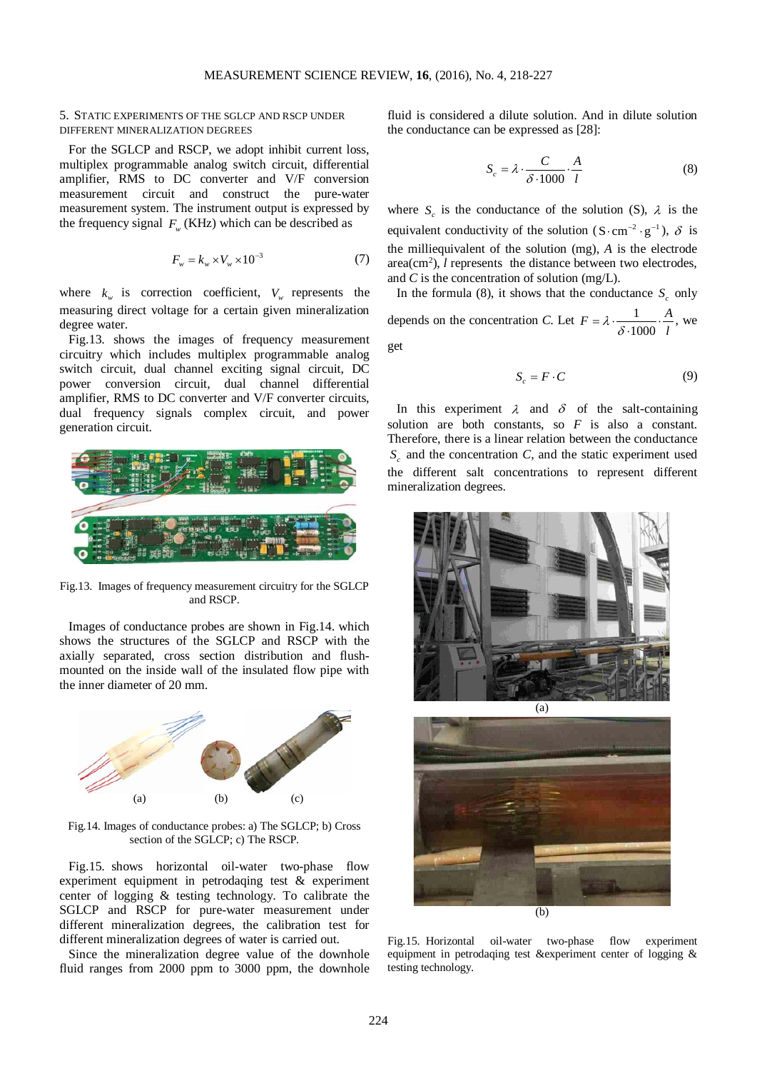## 5. Static experiments of the SGLCP and RSCP under different mineralization degrees

For the SGLCP and RSCP, we adopt inhibit current loss, multiplex programmable analog switch circuit, differential amplifier, RMS to DC converter and V/F conversion measurement circuit and construct the pure-water measurement system. The instrument output is expressed by the frequency signal $F_w$ (KHz) which can be described as

$$F_w = k_w \times V_w \times 10^{-3} \tag{7}$$

where $k_w$ is correction coefficient, $V_w$ represents the measuring direct voltage for a certain given mineralization degree water.

Fig.13. shows the images of frequency measurement circuitry which includes multiplex programmable analog switch circuit, dual channel exciting signal circuit, DC power conversion circuit, dual channel differential amplifier, RMS to DC converter and V/F converter circuits, dual frequency signals complex circuit, and power generation circuit.

Fig.13. Images of frequency measurement circuitry for the SGLCP and RSCP.

Images of conductance probes are shown in Fig.14. which shows the structures of the SGLCP and RSCP with the axially separated, cross section distribution and flush-mounted on the inside wall of the insulated flow pipe with the inner diameter of 20 mm.

Fig.14. Images of conductance probes: a) The SGLCP; b) Cross section of the SGLCP; c) The RSCP.

Fig.15. shows horizontal oil-water two-phase flow experiment equipment in petrodaqing test & experiment center of logging & testing technology. To calibrate the SGLCP and RSCP for pure-water measurement under different mineralization degrees, the calibration test for different mineralization degrees of water is carried out.

Since the mineralization degree value of the downhole fluid ranges from 2000 ppm to 3000 ppm, the downhole fluid is considered a dilute solution. And in dilute solution the conductance can be expressed as [28]:

$$S_c = \lambda \cdot \frac{C}{\delta \cdot 1000} \cdot \frac{A}{l} \tag{8}$$

where $S_c$ is the conductance of the solution (S), $\lambda$ is the equivalent conductivity of the solution ($\text{S} \cdot \text{cm}^{-2} \cdot \text{g}^{-1}$), $\delta$ is the milliequivalent of the solution (mg), $A$ is the electrode area(cm$^2$), $l$ represents the distance between two electrodes, and $C$ is the concentration of solution (mg/L).

In the formula (8), it shows that the conductance $S_c$ only depends on the concentration $C$. Let $F = \lambda \cdot \frac{1}{\delta \cdot 1000} \cdot \frac{A}{l}$, we get

$$S_c = F \cdot C \tag{9}$$

In this experiment $\lambda$ and $\delta$ of the salt-containing solution are both constants, so $F$ is also a constant. Therefore, there is a linear relation between the conductance $S_c$ and the concentration $C$, and the static experiment used the different salt concentrations to represent different mineralization degrees.

(a)

(b)

Fig.15. Horizontal oil-water two-phase flow experiment equipment in petrodaqing test &experiment center of logging & testing technology.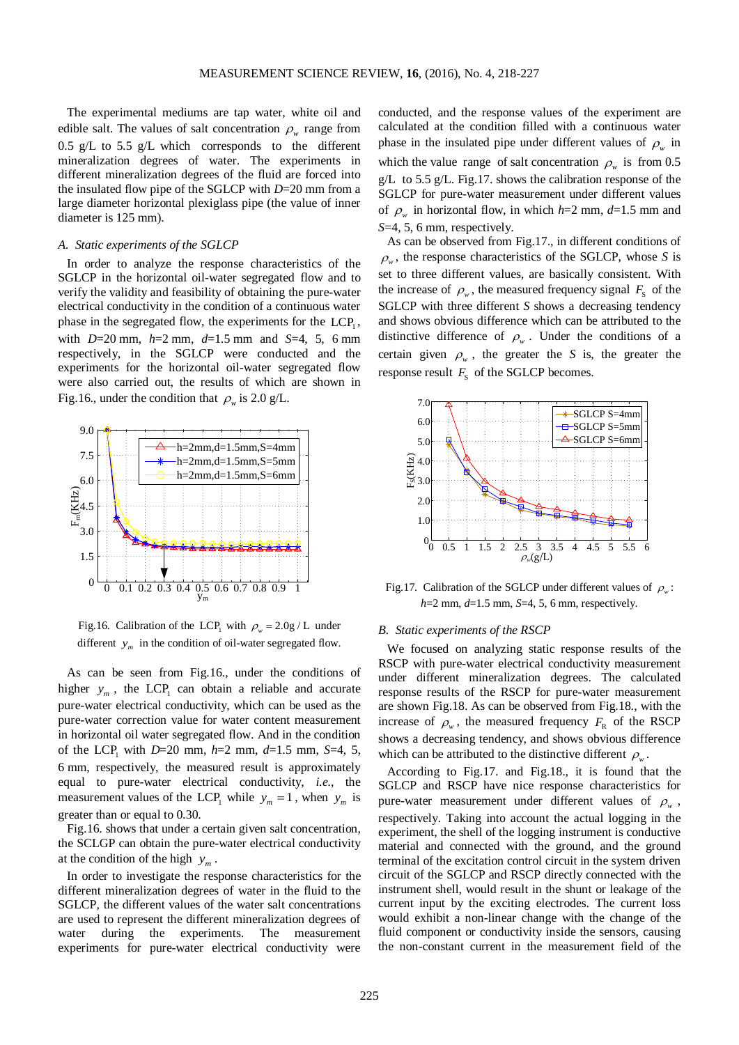The experimental mediums are tap water, white oil and edible salt. The values of salt concentration $\rho_w$ range from 0.5 g/L to 5.5 g/L which corresponds to the different mineralization degrees of water. The experiments in different mineralization degrees of the fluid are forced into the insulated flow pipe of the SGLCP with *D*=20 mm from a large diameter horizontal plexiglass pipe (the value of inner diameter is 125 mm).

### *A. Static experiments of the SGLCP*

In order to analyze the response characteristics of the SGLCP in the horizontal oil-water segregated flow and to verify the validity and feasibility of obtaining the pure-water electrical conductivity in the condition of a continuous water phase in the segregated flow, the experiments for the $\mathrm{LCP_1}$, with *D*=20 mm, *h*=2 mm, *d*=1.5 mm and *S*=4, 5, 6 mm respectively, in the SGLCP were conducted and the experiments for the horizontal oil-water segregated flow were also carried out, the results of which are shown in Fig.16., under the condition that $\rho_w$ is 2.0 g/L.

Fig.16. Calibration of the $\mathrm{LCP_1}$ with $\rho_w = 2.0\,\mathrm{g/L}$ under different $y_m$ in the condition of oil-water segregated flow.

As can be seen from Fig.16., under the conditions of higher $y_m$, the $\mathrm{LCP_1}$ can obtain a reliable and accurate pure-water electrical conductivity, which can be used as the pure-water correction value for water content measurement in horizontal oil water segregated flow. And in the condition of the $\mathrm{LCP_1}$ with *D*=20 mm, *h*=2 mm, *d*=1.5 mm, *S*=4, 5, 6 mm, respectively, the measured result is approximately equal to pure-water electrical conductivity, *i.e.*, the measurement values of the $\mathrm{LCP_1}$ while $y_m = 1$, when $y_m$ is greater than or equal to 0.30.

Fig.16. shows that under a certain given salt concentration, the SCLGP can obtain the pure-water electrical conductivity at the condition of the high $y_m$.

In order to investigate the response characteristics for the different mineralization degrees of water in the fluid to the SGLCP, the different values of the water salt concentrations are used to represent the different mineralization degrees of water during the experiments. The measurement experiments for pure-water electrical conductivity were conducted, and the response values of the experiment are calculated at the condition filled with a continuous water phase in the insulated pipe under different values of $\rho_w$ in which the value range of salt concentration $\rho_w$ is from 0.5 g/L to 5.5 g/L. Fig.17. shows the calibration response of the SGLCP for pure-water measurement under different values of $\rho_w$ in horizontal flow, in which *h*=2 mm, *d*=1.5 mm and *S*=4, 5, 6 mm, respectively.

As can be observed from Fig.17., in different conditions of $\rho_w$, the response characteristics of the SGLCP, whose *S* is set to three different values, are basically consistent. With the increase of $\rho_w$, the measured frequency signal $F_S$ of the SGLCP with three different *S* shows a decreasing tendency and shows obvious difference which can be attributed to the distinctive difference of $\rho_w$. Under the conditions of a certain given $\rho_w$, the greater the *S* is, the greater the response result $F_S$ of the SGLCP becomes.

Fig.17. Calibration of the SGLCP under different values of $\rho_w$: *h*=2 mm, *d*=1.5 mm, *S*=4, 5, 6 mm, respectively.

### *B. Static experiments of the RSCP*

We focused on analyzing static response results of the RSCP with pure-water electrical conductivity measurement under different mineralization degrees. The calculated response results of the RSCP for pure-water measurement are shown Fig.18. As can be observed from Fig.18., with the increase of $\rho_w$, the measured frequency $F_R$ of the RSCP shows a decreasing tendency, and shows obvious difference which can be attributed to the distinctive different $\rho_w$.

According to Fig.17. and Fig.18., it is found that the SGLCP and RSCP have nice response characteristics for pure-water measurement under different values of $\rho_w$, respectively. Taking into account the actual logging in the experiment, the shell of the logging instrument is conductive material and connected with the ground, and the ground terminal of the excitation control circuit in the system driven circuit of the SGLCP and RSCP directly connected with the instrument shell, would result in the shunt or leakage of the current input by the exciting electrodes. The current loss would exhibit a non-linear change with the change of the fluid component or conductivity inside the sensors, causing the non-constant current in the measurement field of the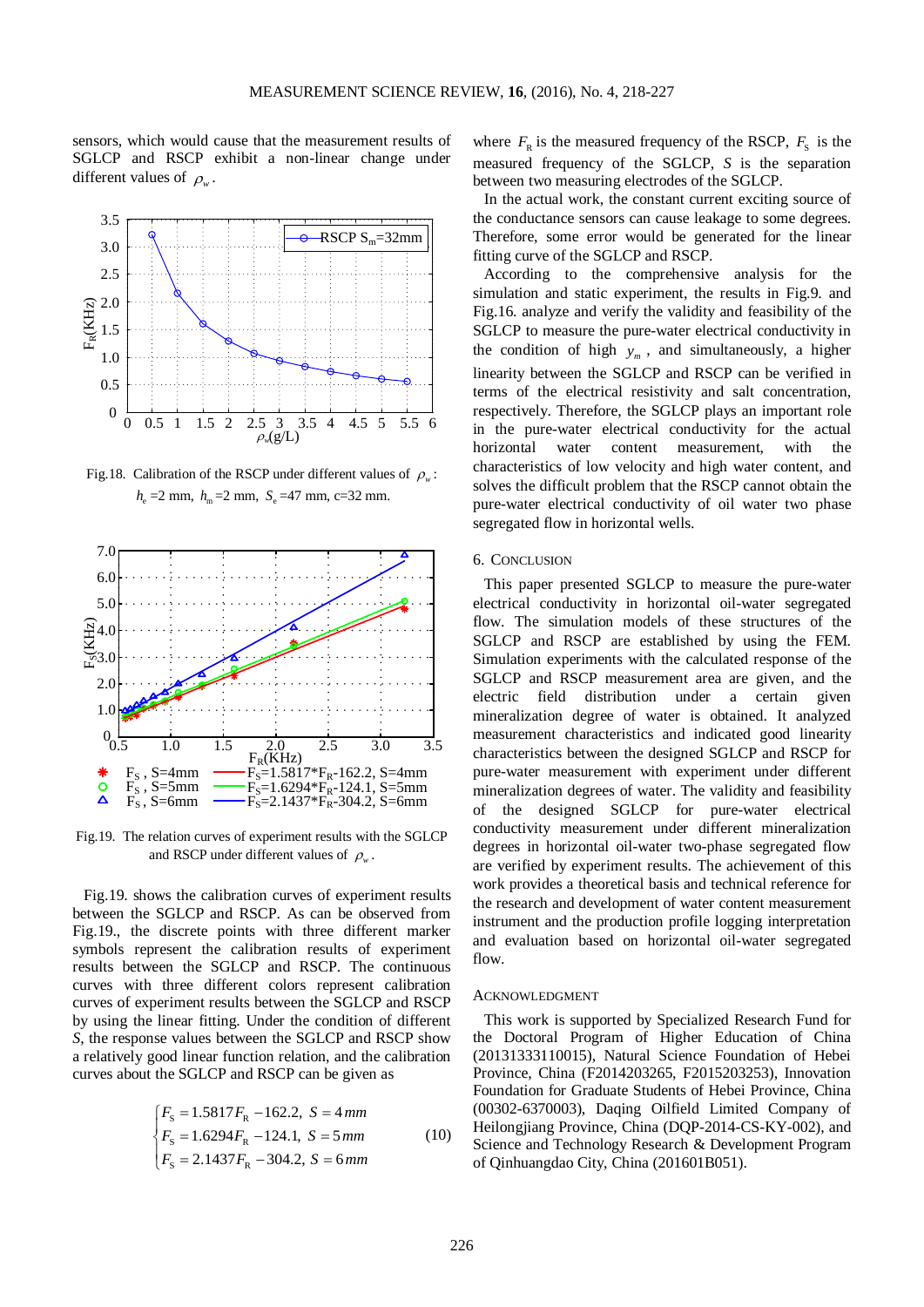sensors, which would cause that the measurement results of SGLCP and RSCP exhibit a non-linear change under different values of $\rho_w$.

Fig.18. Calibration of the RSCP under different values of $\rho_w$: $h_e$ =2 mm, $h_m$ =2 mm, $S_e$ =47 mm, c=32 mm.

Fig.19. The relation curves of experiment results with the SGLCP and RSCP under different values of $\rho_w$.

Fig.19. shows the calibration curves of experiment results between the SGLCP and RSCP. As can be observed from Fig.19., the discrete points with three different marker symbols represent the calibration results of experiment results between the SGLCP and RSCP. The continuous curves with three different colors represent calibration curves of experiment results between the SGLCP and RSCP by using the linear fitting. Under the condition of different *S*, the response values between the SGLCP and RSCP show a relatively good linear function relation, and the calibration curves about the SGLCP and RSCP can be given as

$$\begin{cases} F_S = 1.5817F_R - 162.2, \; S = 4\,mm \\ F_S = 1.6294F_R - 124.1, \; S = 5\,mm \\ F_S = 2.1437F_R - 304.2, \; S = 6\,mm \end{cases} \tag{10}$$

where $F_R$ is the measured frequency of the RSCP, $F_S$ is the measured frequency of the SGLCP, $S$ is the separation between two measuring electrodes of the SGLCP.

In the actual work, the constant current exciting source of the conductance sensors can cause leakage to some degrees. Therefore, some error would be generated for the linear fitting curve of the SGLCP and RSCP.

According to the comprehensive analysis for the simulation and static experiment, the results in Fig.9. and Fig.16. analyze and verify the validity and feasibility of the SGLCP to measure the pure-water electrical conductivity in the condition of high $y_m$, and simultaneously, a higher linearity between the SGLCP and RSCP can be verified in terms of the electrical resistivity and salt concentration, respectively. Therefore, the SGLCP plays an important role in the pure-water electrical conductivity for the actual horizontal water content measurement, with the characteristics of low velocity and high water content, and solves the difficult problem that the RSCP cannot obtain the pure-water electrical conductivity of oil water two phase segregated flow in horizontal wells.

## 6. Conclusion

This paper presented SGLCP to measure the pure-water electrical conductivity in horizontal oil-water segregated flow. The simulation models of these structures of the SGLCP and RSCP are established by using the FEM. Simulation experiments with the calculated response of the SGLCP and RSCP measurement area are given, and the electric field distribution under a certain given mineralization degree of water is obtained. It analyzed measurement characteristics and indicated good linearity characteristics between the designed SGLCP and RSCP for pure-water measurement with experiment under different mineralization degrees of water. The validity and feasibility of the designed SGLCP for pure-water electrical conductivity measurement under different mineralization degrees in horizontal oil-water two-phase segregated flow are verified by experiment results. The achievement of this work provides a theoretical basis and technical reference for the research and development of water content measurement instrument and the production profile logging interpretation and evaluation based on horizontal oil-water segregated flow.

## Acknowledgment

This work is supported by Specialized Research Fund for the Doctoral Program of Higher Education of China (20131333110015), Natural Science Foundation of Hebei Province, China (F2014203265, F2015203253), Innovation Foundation for Graduate Students of Hebei Province, China (00302-6370003), Daqing Oilfield Limited Company of Heilongjiang Province, China (DQP-2014-CS-KY-002), and Science and Technology Research & Development Program of Qinhuangdao City, China (201601B051).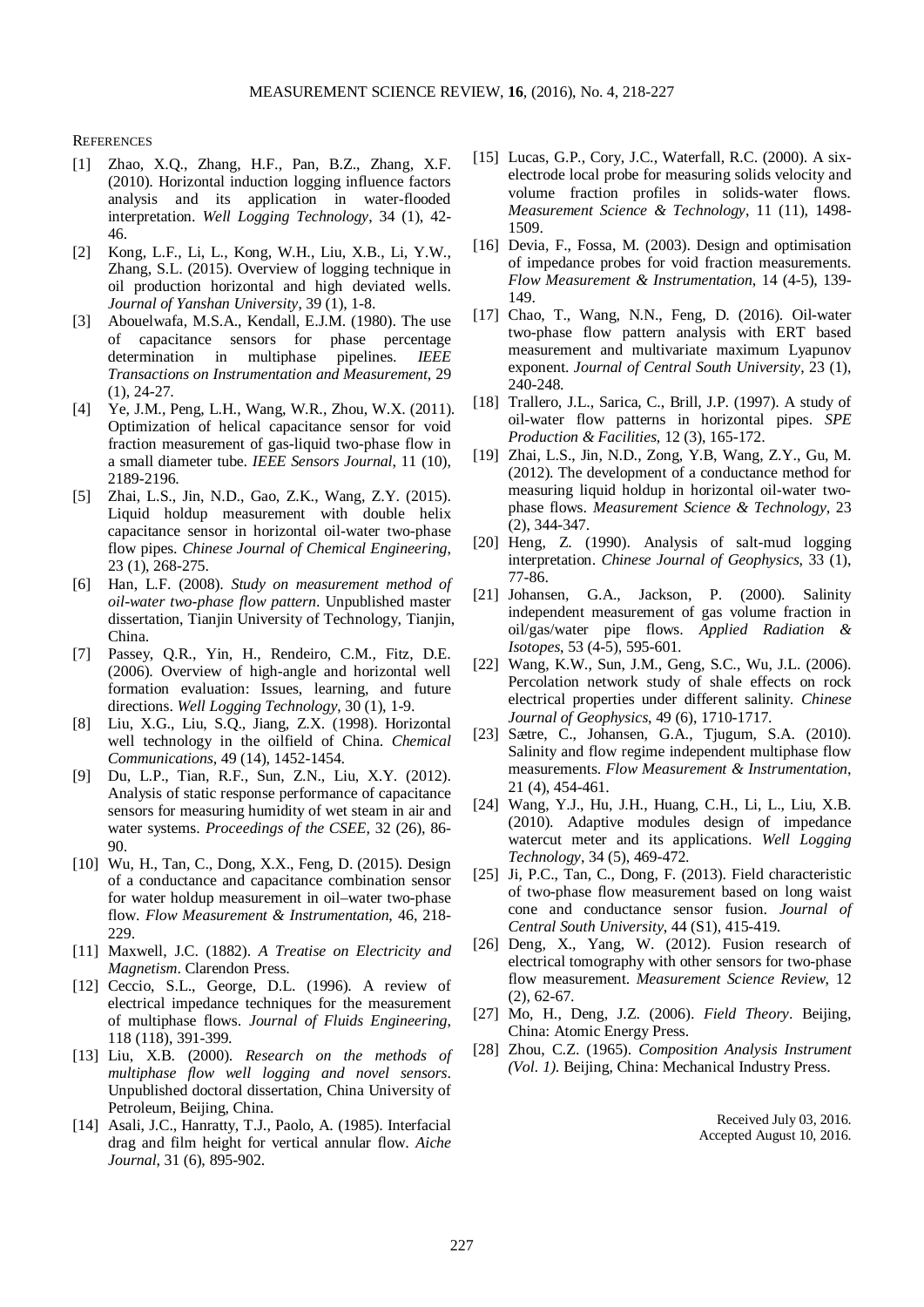## References

[1] Zhao, X.Q., Zhang, H.F., Pan, B.Z., Zhang, X.F. (2010). Horizontal induction logging influence factors analysis and its application in water-flooded interpretation. *Well Logging Technology*, 34 (1), 42-46.

[2] Kong, L.F., Li, L., Kong, W.H., Liu, X.B., Li, Y.W., Zhang, S.L. (2015). Overview of logging technique in oil production horizontal and high deviated wells. *Journal of Yanshan University*, 39 (1), 1-8.

[3] Abouelwafa, M.S.A., Kendall, E.J.M. (1980). The use of capacitance sensors for phase percentage determination in multiphase pipelines. *IEEE Transactions on Instrumentation and Measurement*, 29 (1), 24-27.

[4] Ye, J.M., Peng, L.H., Wang, W.R., Zhou, W.X. (2011). Optimization of helical capacitance sensor for void fraction measurement of gas-liquid two-phase flow in a small diameter tube. *IEEE Sensors Journal*, 11 (10), 2189-2196.

[5] Zhai, L.S., Jin, N.D., Gao, Z.K., Wang, Z.Y. (2015). Liquid holdup measurement with double helix capacitance sensor in horizontal oil-water two-phase flow pipes. *Chinese Journal of Chemical Engineering*, 23 (1), 268-275.

[6] Han, L.F. (2008). *Study on measurement method of oil-water two-phase flow pattern*. Unpublished master dissertation, Tianjin University of Technology, Tianjin, China.

[7] Passey, Q.R., Yin, H., Rendeiro, C.M., Fitz, D.E. (2006). Overview of high-angle and horizontal well formation evaluation: Issues, learning, and future directions. *Well Logging Technology*, 30 (1), 1-9.

[8] Liu, X.G., Liu, S.Q., Jiang, Z.X. (1998). Horizontal well technology in the oilfield of China. *Chemical Communications*, 49 (14), 1452-1454.

[9] Du, L.P., Tian, R.F., Sun, Z.N., Liu, X.Y. (2012). Analysis of static response performance of capacitance sensors for measuring humidity of wet steam in air and water systems. *Proceedings of the CSEE*, 32 (26), 86-90.

[10] Wu, H., Tan, C., Dong, X.X., Feng, D. (2015). Design of a conductance and capacitance combination sensor for water holdup measurement in oil–water two-phase flow. *Flow Measurement & Instrumentation*, 46, 218-229.

[11] Maxwell, J.C. (1882). *A Treatise on Electricity and Magnetism*. Clarendon Press.

[12] Ceccio, S.L., George, D.L. (1996). A review of electrical impedance techniques for the measurement of multiphase flows. *Journal of Fluids Engineering*, 118 (118), 391-399.

[13] Liu, X.B. (2000). *Research on the methods of multiphase flow well logging and novel sensors*. Unpublished doctoral dissertation, China University of Petroleum, Beijing, China.

[14] Asali, J.C., Hanratty, T.J., Paolo, A. (1985). Interfacial drag and film height for vertical annular flow. *Aiche Journal*, 31 (6), 895-902.

[15] Lucas, G.P., Cory, J.C., Waterfall, R.C. (2000). A six-electrode local probe for measuring solids velocity and volume fraction profiles in solids-water flows. *Measurement Science & Technology*, 11 (11), 1498-1509.

[16] Devia, F., Fossa, M. (2003). Design and optimisation of impedance probes for void fraction measurements. *Flow Measurement & Instrumentation*, 14 (4-5), 139-149.

[17] Chao, T., Wang, N.N., Feng, D. (2016). Oil-water two-phase flow pattern analysis with ERT based measurement and multivariate maximum Lyapunov exponent. *Journal of Central South University*, 23 (1), 240-248.

[18] Trallero, J.L., Sarica, C., Brill, J.P. (1997). A study of oil-water flow patterns in horizontal pipes. *SPE Production & Facilities*, 12 (3), 165-172.

[19] Zhai, L.S., Jin, N.D., Zong, Y.B, Wang, Z.Y., Gu, M. (2012). The development of a conductance method for measuring liquid holdup in horizontal oil-water two-phase flows. *Measurement Science & Technology*, 23 (2), 344-347.

[20] Heng, Z. (1990). Analysis of salt-mud logging interpretation. *Chinese Journal of Geophysics*, 33 (1), 77-86.

[21] Johansen, G.A., Jackson, P. (2000). Salinity independent measurement of gas volume fraction in oil/gas/water pipe flows. *Applied Radiation & Isotopes*, 53 (4-5), 595-601.

[22] Wang, K.W., Sun, J.M., Geng, S.C., Wu, J.L. (2006). Percolation network study of shale effects on rock electrical properties under different salinity. *Chinese Journal of Geophysics*, 49 (6), 1710-1717.

[23] Sætre, C., Johansen, G.A., Tjugum, S.A. (2010). Salinity and flow regime independent multiphase flow measurements. *Flow Measurement & Instrumentation*, 21 (4), 454-461.

[24] Wang, Y.J., Hu, J.H., Huang, C.H., Li, L., Liu, X.B. (2010). Adaptive modules design of impedance watercut meter and its applications. *Well Logging Technology*, 34 (5), 469-472.

[25] Ji, P.C., Tan, C., Dong, F. (2013). Field characteristic of two-phase flow measurement based on long waist cone and conductance sensor fusion. *Journal of Central South University*, 44 (S1), 415-419.

[26] Deng, X., Yang, W. (2012). Fusion research of electrical tomography with other sensors for two-phase flow measurement. *Measurement Science Review*, 12 (2), 62-67.

[27] Mo, H., Deng, J.Z. (2006). *Field Theory*. Beijing, China: Atomic Energy Press.

[28] Zhou, C.Z. (1965). *Composition Analysis Instrument (Vol. 1)*. Beijing, China: Mechanical Industry Press.

Received July 03, 2016.
Accepted August 10, 2016.